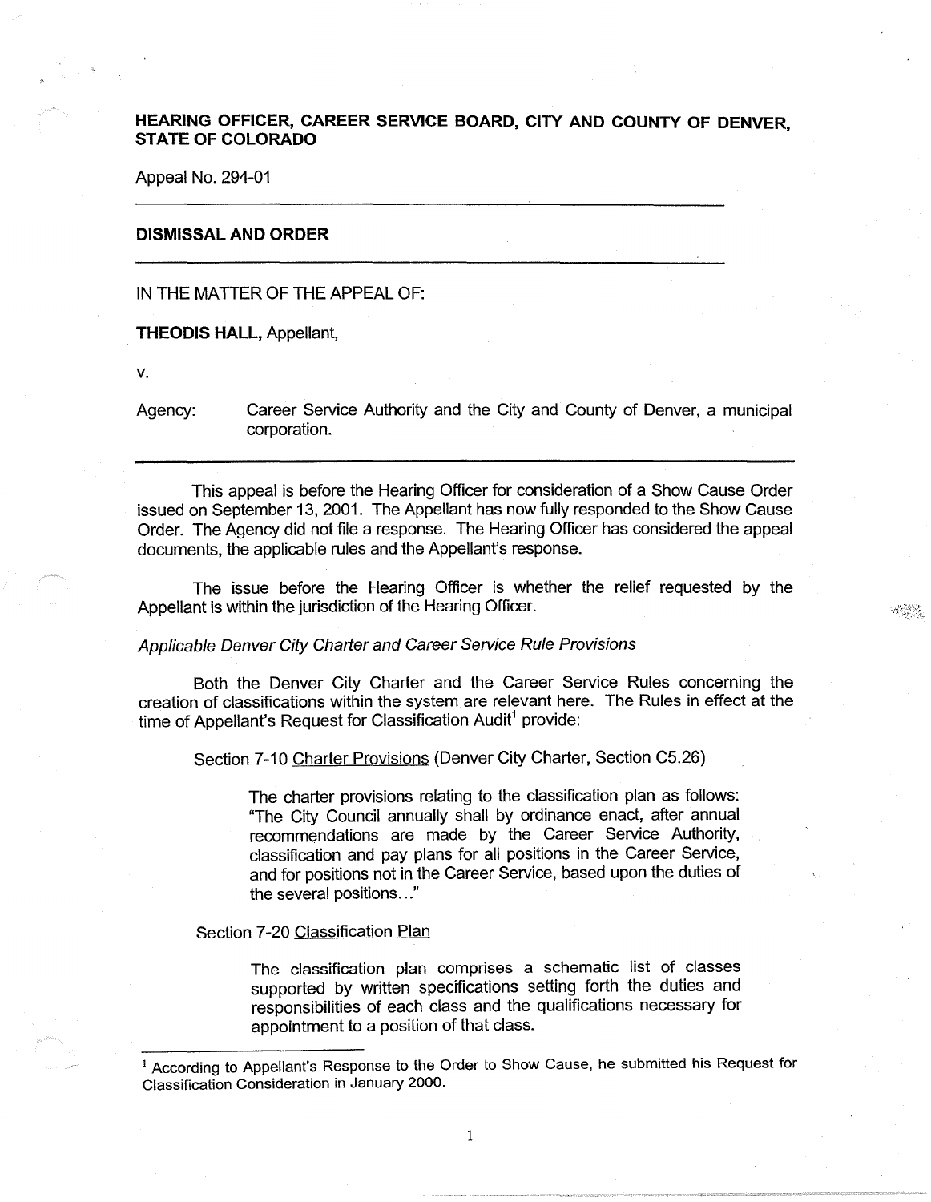**HEARING OFFICER, CAREER SERVICE BOARD, CITY AND COUNTY OF DENVER, STATE OF COLORADO**

Appeal No. 294-01

---

**DISMISSAL AND ORDER**

---

IN THE MATTER OF THE APPEAL OF:

**THEODIS HALL,** Appellant,

v.

Agency: Career Service Authority and the City and County of Denver, a municipal corporation.

---

This appeal is before the Hearing Officer for consideration of a Show Cause Order issued on September 13, 2001. The Appellant has now fully responded to the Show Cause Order. The Agency did not file a response. The Hearing Officer has considered the appeal documents, the applicable rules and the Appellant's response.

The issue before the Hearing Officer is whether the relief requested by the Appellant is within the jurisdiction of the Hearing Officer.

*Applicable Denver City Charter and Career Service Rule Provisions*

Both the Denver City Charter and the Career Service Rules concerning the creation of classifications within the system are relevant here. The Rules in effect at the time of Appellant's Request for Classification Audit[1] provide:

Section 7-10 Charter Provisions (Denver City Charter, Section C5.26)

> The charter provisions relating to the classification plan as follows: "The City Council annually shall by ordinance enact, after annual recommendations are made by the Career Service Authority, classification and pay plans for all positions in the Career Service, and for positions not in the Career Service, based upon the duties of the several positions..."

Section 7-20 Classification Plan

> The classification plan comprises a schematic list of classes supported by written specifications setting forth the duties and responsibilities of each class and the qualifications necessary for appointment to a position of that class.

---

[1] According to Appellant's Response to the Order to Show Cause, he submitted his Request for Classification Consideration in January 2000.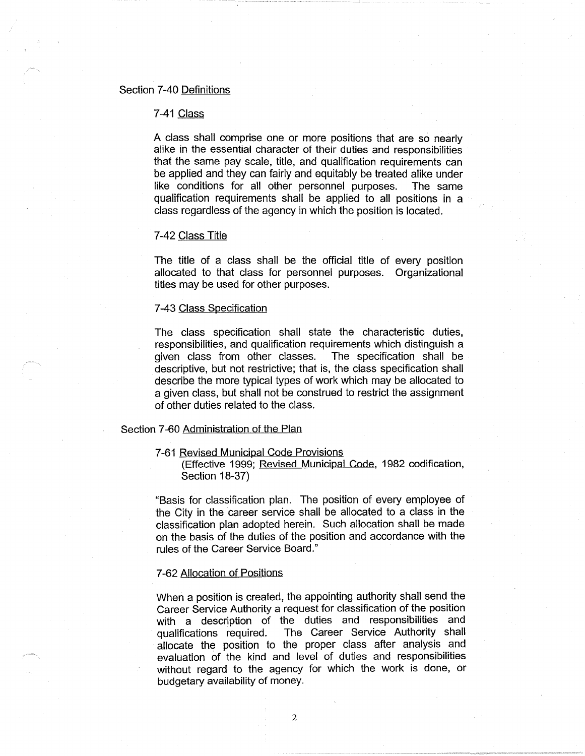## Section 7-40 Definitions

### 7-41 Class

A class shall comprise one or more positions that are so nearly alike in the essential character of their duties and responsibilities that the same pay scale, title, and qualification requirements can be applied and they can fairly and equitably be treated alike under like conditions for all other personnel purposes. The same qualification requirements shall be applied to all positions in a class regardless of the agency in which the position is located.

### 7-42 Class Title

The title of a class shall be the official title of every position allocated to that class for personnel purposes. Organizational titles may be used for other purposes.

### 7-43 Class Specification

The class specification shall state the characteristic duties, responsibilities, and qualification requirements which distinguish a given class from other classes. The specification shall be descriptive, but not restrictive; that is, the class specification shall describe the more typical types of work which may be allocated to a given class, but shall not be construed to restrict the assignment of other duties related to the class.

## Section 7-60 Administration of the Plan

### 7-61 Revised Municipal Code Provisions

(Effective 1999; Revised Municipal Code, 1982 codification, Section 18-37)

"Basis for classification plan. The position of every employee of the City in the career service shall be allocated to a class in the classification plan adopted herein. Such allocation shall be made on the basis of the duties of the position and accordance with the rules of the Career Service Board."

### 7-62 Allocation of Positions

When a position is created, the appointing authority shall send the Career Service Authority a request for classification of the position with a description of the duties and responsibilities and qualifications required. The Career Service Authority shall allocate the position to the proper class after analysis and evaluation of the kind and level of duties and responsibilities without regard to the agency for which the work is done, or budgetary availability of money.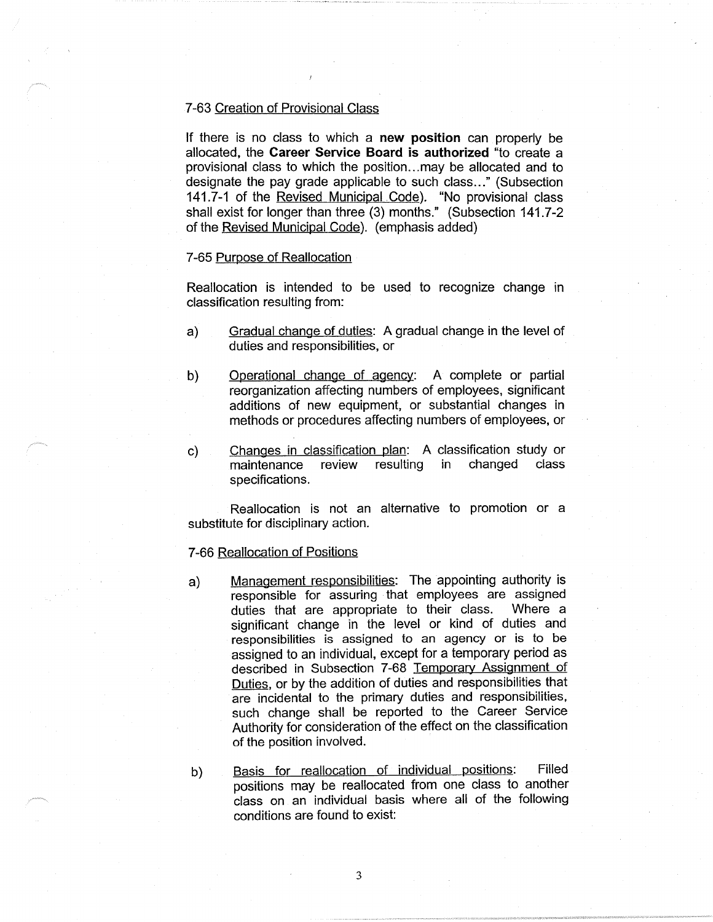7-63 Creation of Provisional Class

If there is no class to which a **new position** can properly be allocated, the **Career Service Board is authorized** "to create a provisional class to which the position...may be allocated and to designate the pay grade applicable to such class..." (Subsection 141.7-1 of the Revised Municipal Code). "No provisional class shall exist for longer than three (3) months." (Subsection 141.7-2 of the Revised Municipal Code). (emphasis added)

7-65 Purpose of Reallocation

Reallocation is intended to be used to recognize change in classification resulting from:

a) Gradual change of duties: A gradual change in the level of duties and responsibilities, or

b) Operational change of agency: A complete or partial reorganization affecting numbers of employees, significant additions of new equipment, or substantial changes in methods or procedures affecting numbers of employees, or

c) Changes in classification plan: A classification study or maintenance review resulting in changed class specifications.

Reallocation is not an alternative to promotion or a substitute for disciplinary action.

7-66 Reallocation of Positions

a) Management responsibilities: The appointing authority is responsible for assuring that employees are assigned duties that are appropriate to their class. Where a significant change in the level or kind of duties and responsibilities is assigned to an agency or is to be assigned to an individual, except for a temporary period as described in Subsection 7-68 Temporary Assignment of Duties, or by the addition of duties and responsibilities that are incidental to the primary duties and responsibilities, such change shall be reported to the Career Service Authority for consideration of the effect on the classification of the position involved.

b) Basis for reallocation of individual positions: Filled positions may be reallocated from one class to another class on an individual basis where all of the following conditions are found to exist: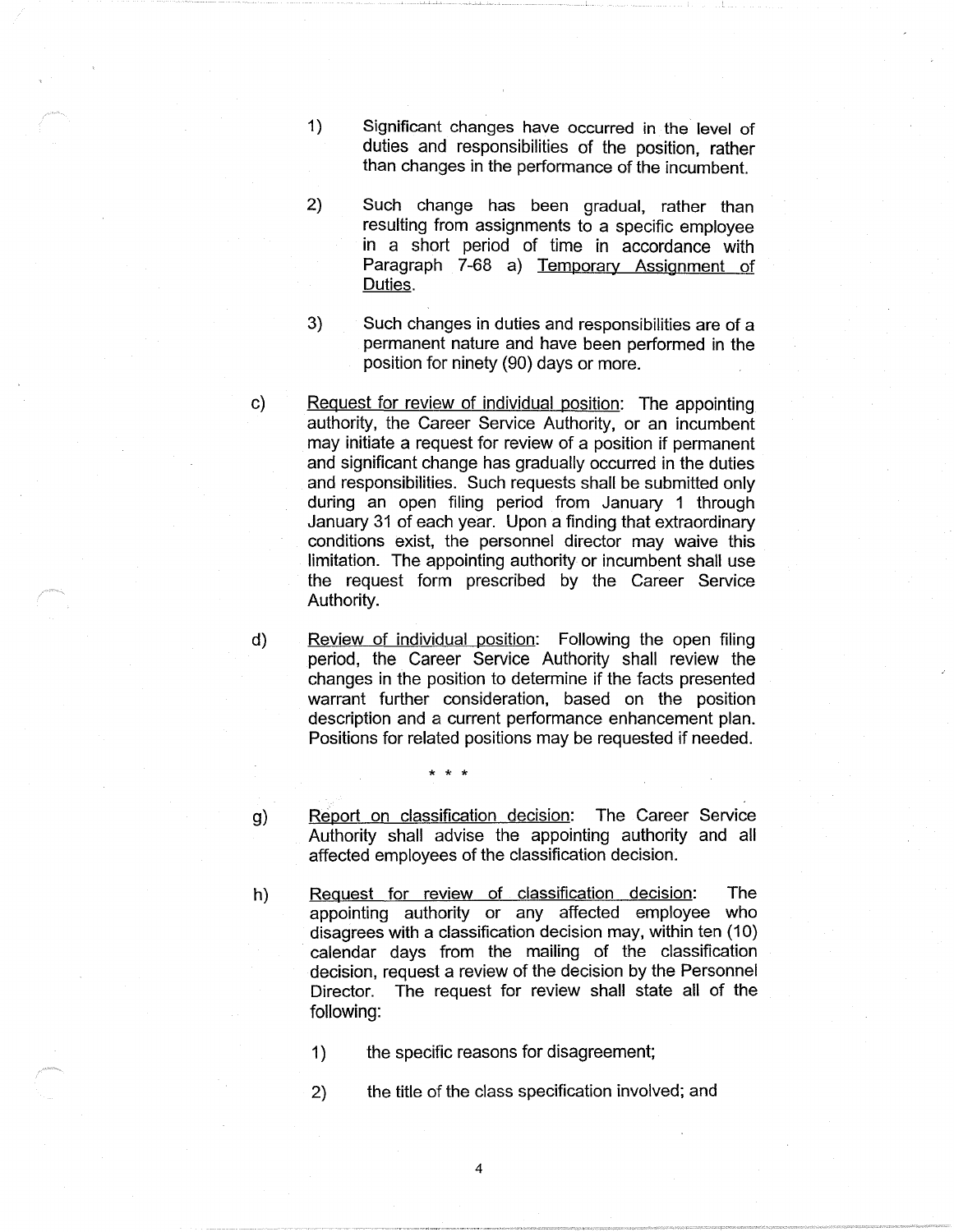1) Significant changes have occurred in the level of duties and responsibilities of the position, rather than changes in the performance of the incumbent.

2) Such change has been gradual, rather than resulting from assignments to a specific employee in a short period of time in accordance with Paragraph 7-68 a) Temporary Assignment of Duties.

3) Such changes in duties and responsibilities are of a permanent nature and have been performed in the position for ninety (90) days or more.

c) Request for review of individual position: The appointing authority, the Career Service Authority, or an incumbent may initiate a request for review of a position if permanent and significant change has gradually occurred in the duties and responsibilities. Such requests shall be submitted only during an open filing period from January 1 through January 31 of each year. Upon a finding that extraordinary conditions exist, the personnel director may waive this limitation. The appointing authority or incumbent shall use the request form prescribed by the Career Service Authority.

d) Review of individual position: Following the open filing period, the Career Service Authority shall review the changes in the position to determine if the facts presented warrant further consideration, based on the position description and a current performance enhancement plan. Positions for related positions may be requested if needed.

\* \* \*

g) Report on classification decision: The Career Service Authority shall advise the appointing authority and all affected employees of the classification decision.

h) Request for review of classification decision: The appointing authority or any affected employee who disagrees with a classification decision may, within ten (10) calendar days from the mailing of the classification decision, request a review of the decision by the Personnel Director. The request for review shall state all of the following:

1) the specific reasons for disagreement;

2) the title of the class specification involved; and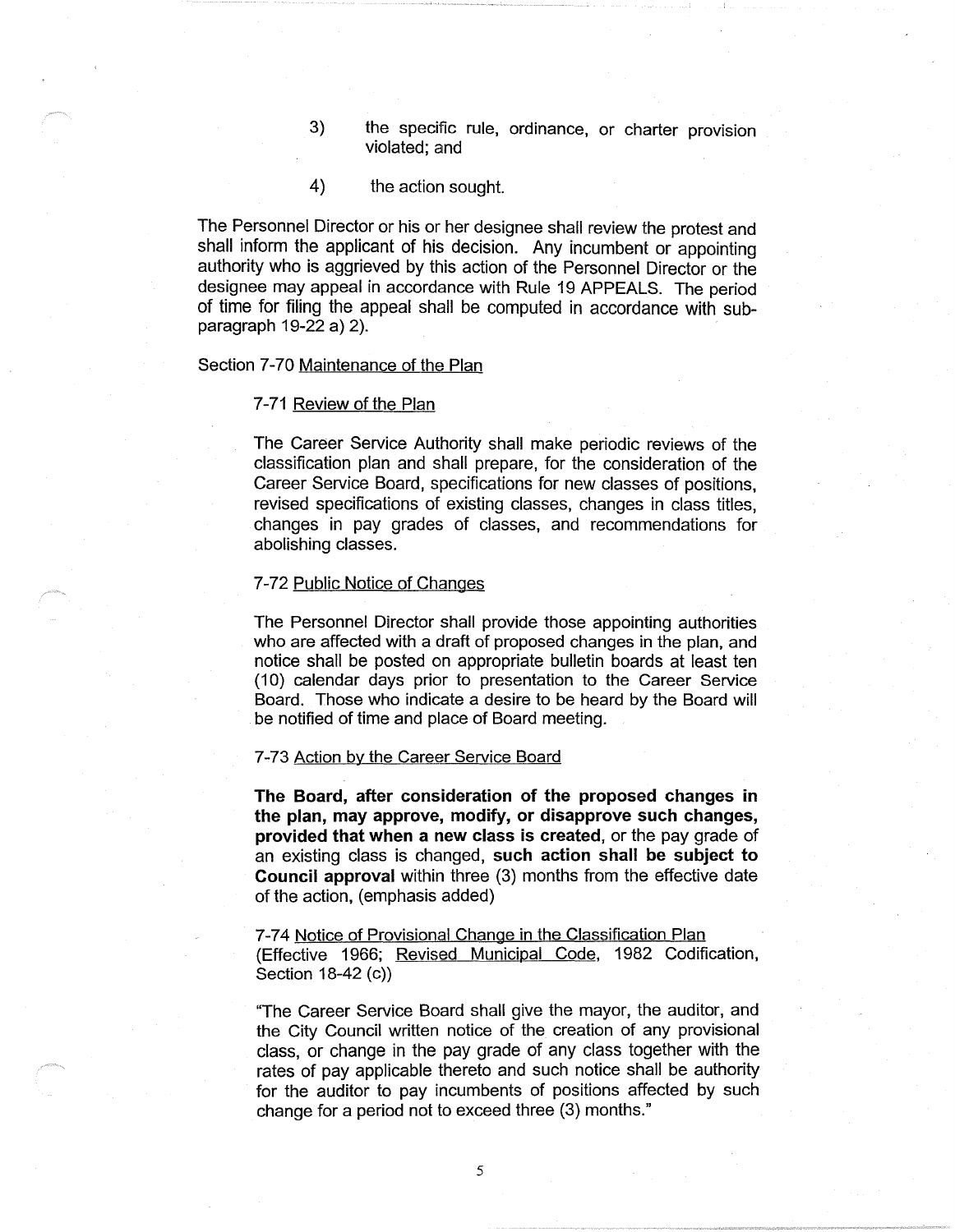3) the specific rule, ordinance, or charter provision violated; and

4) the action sought.

The Personnel Director or his or her designee shall review the protest and shall inform the applicant of his decision. Any incumbent or appointing authority who is aggrieved by this action of the Personnel Director or the designee may appeal in accordance with Rule 19 APPEALS. The period of time for filing the appeal shall be computed in accordance with sub-paragraph 19-22 a) 2).

Section 7-70 Maintenance of the Plan

7-71 Review of the Plan

The Career Service Authority shall make periodic reviews of the classification plan and shall prepare, for the consideration of the Career Service Board, specifications for new classes of positions, revised specifications of existing classes, changes in class titles, changes in pay grades of classes, and recommendations for abolishing classes.

7-72 Public Notice of Changes

The Personnel Director shall provide those appointing authorities who are affected with a draft of proposed changes in the plan, and notice shall be posted on appropriate bulletin boards at least ten (10) calendar days prior to presentation to the Career Service Board. Those who indicate a desire to be heard by the Board will be notified of time and place of Board meeting.

7-73 Action by the Career Service Board

**The Board, after consideration of the proposed changes in the plan, may approve, modify, or disapprove such changes, provided that when a new class is created**, or the pay grade of an existing class is changed, **such action shall be subject to Council approval** within three (3) months from the effective date of the action, (emphasis added)

7-74 Notice of Provisional Change in the Classification Plan (Effective 1966; Revised Municipal Code, 1982 Codification, Section 18-42 (c))

"The Career Service Board shall give the mayor, the auditor, and the City Council written notice of the creation of any provisional class, or change in the pay grade of any class together with the rates of pay applicable thereto and such notice shall be authority for the auditor to pay incumbents of positions affected by such change for a period not to exceed three (3) months."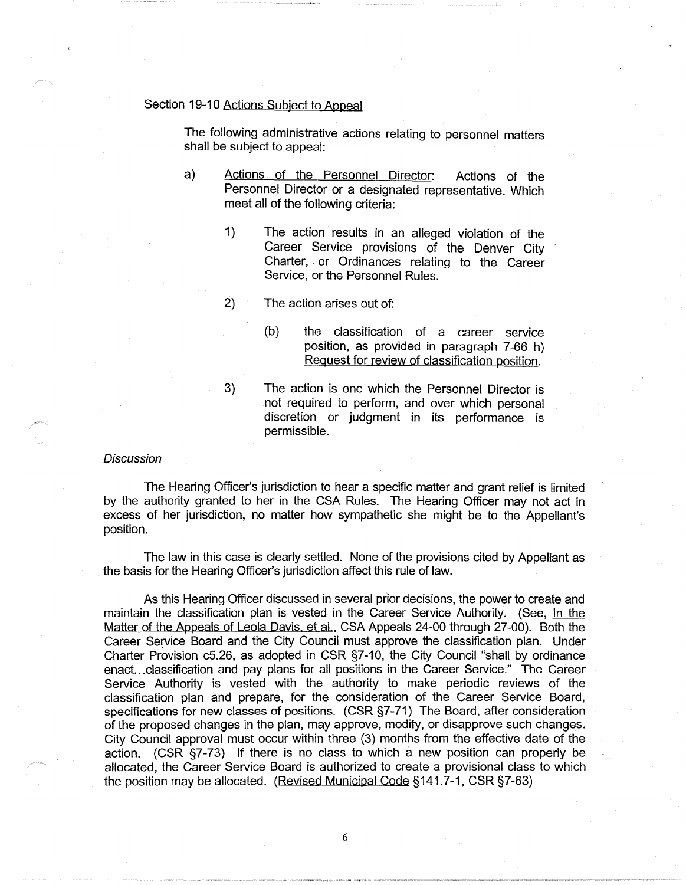Section 19-10 Actions Subject to Appeal

The following administrative actions relating to personnel matters shall be subject to appeal:

a) Actions of the Personnel Director: Actions of the Personnel Director or a designated representative. Which meet all of the following criteria:

1) The action results in an alleged violation of the Career Service provisions of the Denver City Charter, or Ordinances relating to the Career Service, or the Personnel Rules.

2) The action arises out of:

(b) the classification of a career service position, as provided in paragraph 7-66 h) Request for review of classification position.

3) The action is one which the Personnel Director is not required to perform, and over which personal discretion or judgment in its performance is permissible.

*Discussion*

The Hearing Officer's jurisdiction to hear a specific matter and grant relief is limited by the authority granted to her in the CSA Rules. The Hearing Officer may not act in excess of her jurisdiction, no matter how sympathetic she might be to the Appellant's position.

The law in this case is clearly settled. None of the provisions cited by Appellant as the basis for the Hearing Officer's jurisdiction affect this rule of law.

As this Hearing Officer discussed in several prior decisions, the power to create and maintain the classification plan is vested in the Career Service Authority. (See, In the Matter of the Appeals of Leola Davis, et al., CSA Appeals 24-00 through 27-00). Both the Career Service Board and the City Council must approve the classification plan. Under Charter Provision c5.26, as adopted in CSR §7-10, the City Council "shall by ordinance enact...classification and pay plans for all positions in the Career Service." The Career Service Authority is vested with the authority to make periodic reviews of the classification plan and prepare, for the consideration of the Career Service Board, specifications for new classes of positions. (CSR §7-71) The Board, after consideration of the proposed changes in the plan, may approve, modify, or disapprove such changes. City Council approval must occur within three (3) months from the effective date of the action. (CSR §7-73) If there is no class to which a new position can properly be allocated, the Career Service Board is authorized to create a provisional class to which the position may be allocated. (Revised Municipal Code §141.7-1, CSR §7-63)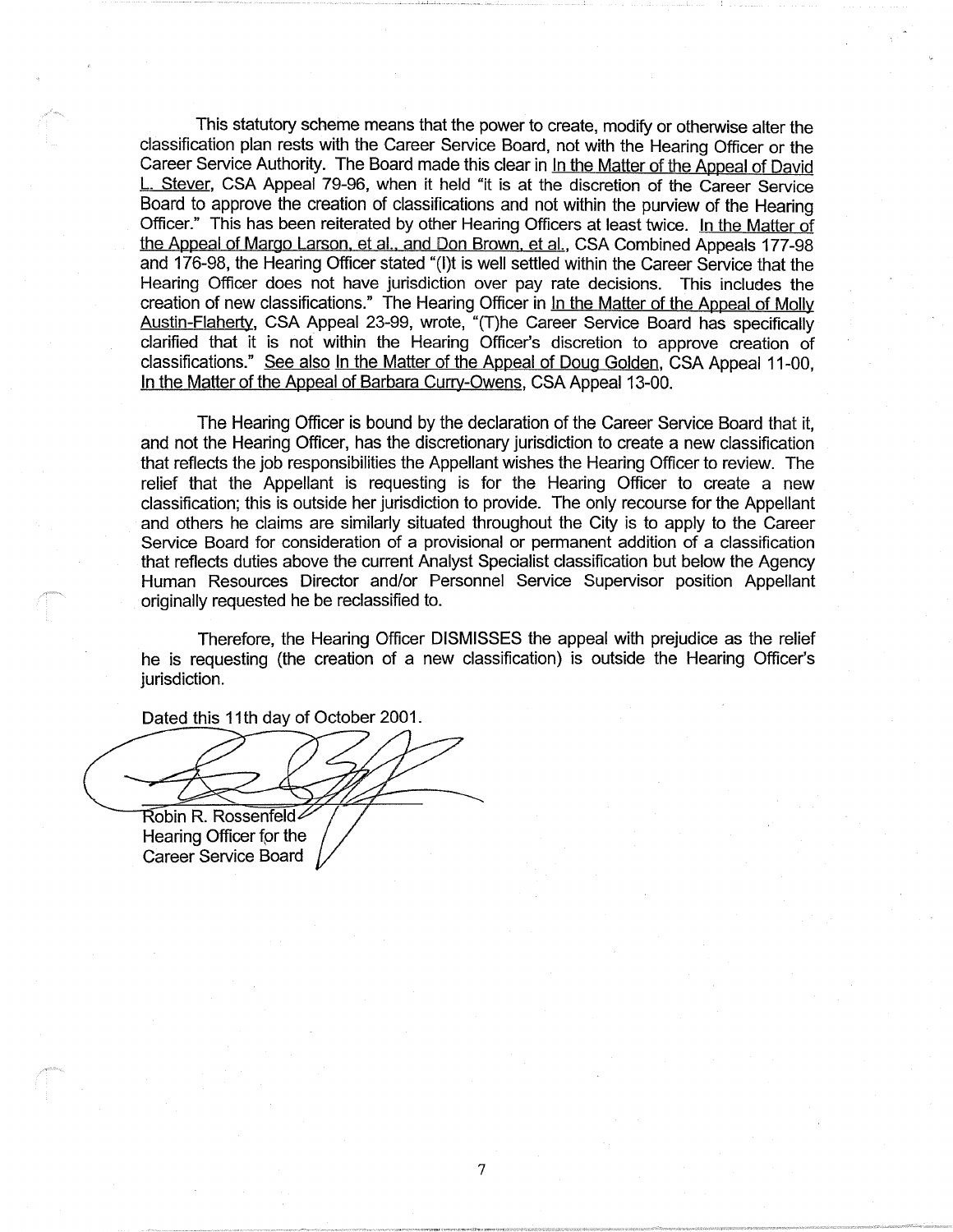This statutory scheme means that the power to create, modify or otherwise alter the classification plan rests with the Career Service Board, not with the Hearing Officer or the Career Service Authority. The Board made this clear in In the Matter of the Appeal of David L. Stever, CSA Appeal 79-96, when it held "it is at the discretion of the Career Service Board to approve the creation of classifications and not within the purview of the Hearing Officer." This has been reiterated by other Hearing Officers at least twice. In the Matter of the Appeal of Margo Larson, et al., and Don Brown, et al., CSA Combined Appeals 177-98 and 176-98, the Hearing Officer stated "(I)t is well settled within the Career Service that the Hearing Officer does not have jurisdiction over pay rate decisions. This includes the creation of new classifications." The Hearing Officer in In the Matter of the Appeal of Molly Austin-Flaherty, CSA Appeal 23-99, wrote, "(T)he Career Service Board has specifically clarified that it is not within the Hearing Officer's discretion to approve creation of classifications." See also In the Matter of the Appeal of Doug Golden, CSA Appeal 11-00, In the Matter of the Appeal of Barbara Curry-Owens, CSA Appeal 13-00.

The Hearing Officer is bound by the declaration of the Career Service Board that it, and not the Hearing Officer, has the discretionary jurisdiction to create a new classification that reflects the job responsibilities the Appellant wishes the Hearing Officer to review. The relief that the Appellant is requesting is for the Hearing Officer to create a new classification; this is outside her jurisdiction to provide. The only recourse for the Appellant and others he claims are similarly situated throughout the City is to apply to the Career Service Board for consideration of a provisional or permanent addition of a classification that reflects duties above the current Analyst Specialist classification but below the Agency Human Resources Director and/or Personnel Service Supervisor position Appellant originally requested he be reclassified to.

Therefore, the Hearing Officer DISMISSES the appeal with prejudice as the relief he is requesting (the creation of a new classification) is outside the Hearing Officer's jurisdiction.

Dated this 11th day of October 2001.

Robin R. Rossenfeld
Hearing Officer for the
Career Service Board